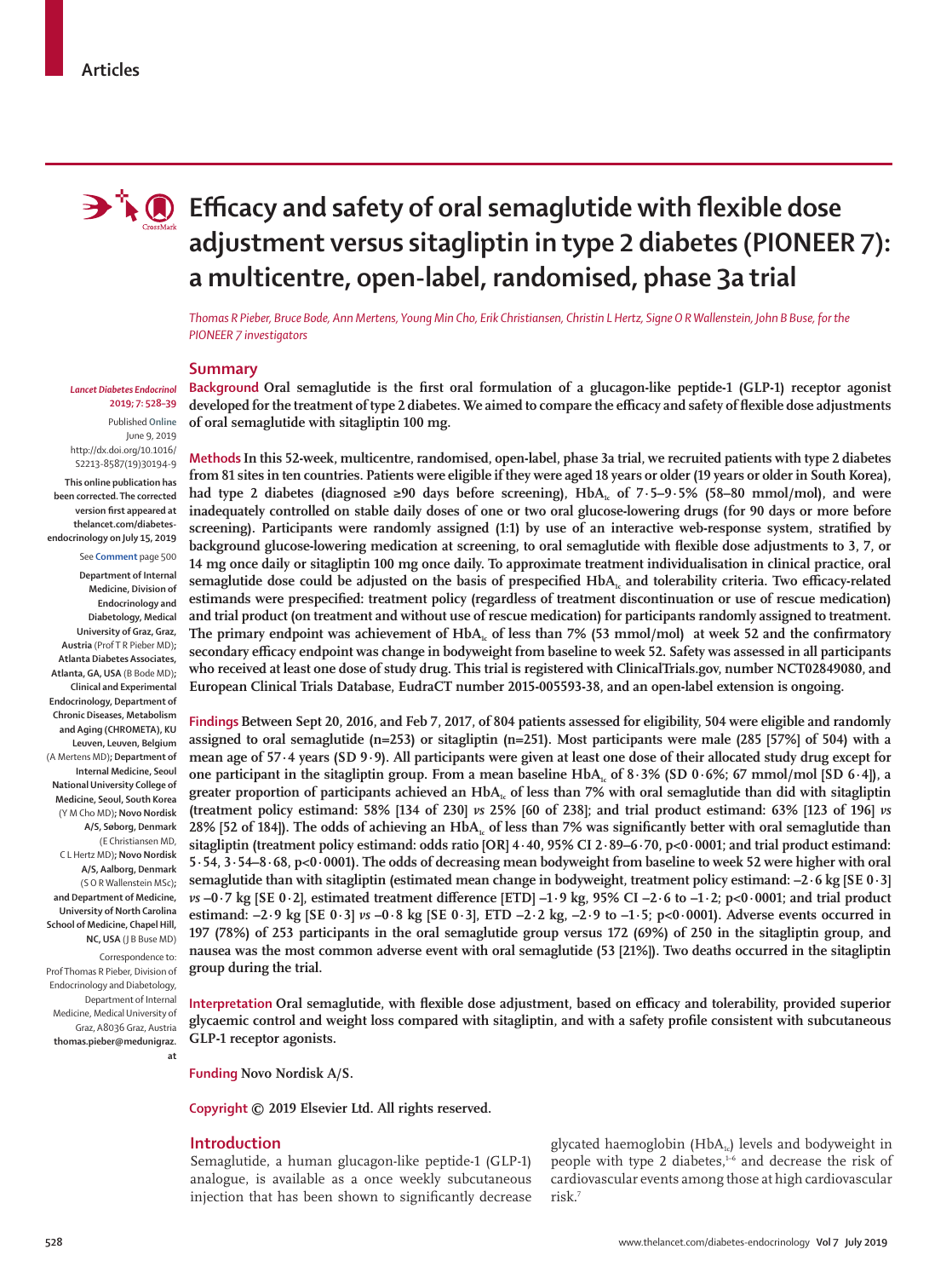Articles

# Efficacy and safety of oral semaglutide with flexible dose adjustment versus sitagliptin in type 2 diabetes (PIONEER 7): a multicentre, open-label, randomised, phase 3a trial

*Thomas R Pieber, Bruce Bode, Ann Mertens, Young Min Cho, Erik Christiansen, Christin L Hertz, Signe O R Wallenstein, John B Buse, for the PIONEER 7 investigators*

## Summary

**Background** Oral semaglutide is the first oral formulation of a glucagon-like peptide-1 (GLP-1) receptor agonist developed for the treatment of type 2 diabetes. We aimed to compare the efficacy and safety of flexible dose adjustments of oral semaglutide with sitagliptin 100 mg.

**Methods** In this 52-week, multicentre, randomised, open-label, phase 3a trial, we recruited patients with type 2 diabetes from 81 sites in ten countries. Patients were eligible if they were aged 18 years or older (19 years or older in South Korea), had type 2 diabetes (diagnosed ≥90 days before screening), $HbA_{1c}$ of 7·5–9·5% (58–80 mmol/mol), and were inadequately controlled on stable daily doses of one or two oral glucose-lowering drugs (for 90 days or more before screening). Participants were randomly assigned (1:1) by use of an interactive web-response system, stratified by background glucose-lowering medication at screening, to oral semaglutide with flexible dose adjustments to 3, 7, or 14 mg once daily or sitagliptin 100 mg once daily. To approximate treatment individualisation in clinical practice, oral semaglutide dose could be adjusted on the basis of prespecified $HbA_{1c}$ and tolerability criteria. Two efficacy-related estimands were prespecified: treatment policy (regardless of treatment discontinuation or use of rescue medication) and trial product (on treatment and without use of rescue medication) for participants randomly assigned to treatment. The primary endpoint was achievement of $HbA_{1c}$ of less than 7% (53 mmol/mol) at week 52 and the confirmatory secondary efficacy endpoint was change in bodyweight from baseline to week 52. Safety was assessed in all participants who received at least one dose of study drug. This trial is registered with ClinicalTrials.gov, number NCT02849080, and European Clinical Trials Database, EudraCT number 2015-005593-38, and an open-label extension is ongoing.

**Findings** Between Sept 20, 2016, and Feb 7, 2017, of 804 patients assessed for eligibility, 504 were eligible and randomly assigned to oral semaglutide (n=253) or sitagliptin (n=251). Most participants were male (285 [57%] of 504) with a mean age of 57·4 years (SD 9·9). All participants were given at least one dose of their allocated study drug except for one participant in the sitagliptin group. From a mean baseline $HbA_{1c}$ of 8·3% (SD 0·6%; 67 mmol/mol [SD 6·4]), a greater proportion of participants achieved an $HbA_{1c}$ of less than 7% with oral semaglutide than did with sitagliptin (treatment policy estimand: 58% [134 of 230] *vs* 25% [60 of 238]; and trial product estimand: 63% [123 of 196] *vs* 28% [52 of 184]). The odds of achieving an $HbA_{1c}$ of less than 7% was significantly better with oral semaglutide than sitagliptin (treatment policy estimand: odds ratio [OR] 4·40, 95% CI 2·89–6·70, p<0·0001; and trial product estimand: 5·54, 3·54–8·68, p<0·0001). The odds of decreasing mean bodyweight from baseline to week 52 were higher with oral semaglutide than with sitagliptin (estimated mean change in bodyweight, treatment policy estimand: –2·6 kg [SE 0·3] *vs* –0·7 kg [SE 0·2], estimated treatment difference [ETD] –1·9 kg, 95% CI –2·6 to –1·2; p<0·0001; and trial product estimand: –2·9 kg [SE 0·3] *vs* –0·8 kg [SE 0·3], ETD –2·2 kg, –2·9 to –1·5; p<0·0001). Adverse events occurred in 197 (78%) of 253 participants in the oral semaglutide group versus 172 (69%) of 250 in the sitagliptin group, and nausea was the most common adverse event with oral semaglutide (53 [21%]). Two deaths occurred in the sitagliptin group during the trial.

**Interpretation** Oral semaglutide, with flexible dose adjustment, based on efficacy and tolerability, provided superior glycaemic control and weight loss compared with sitagliptin, and with a safety profile consistent with subcutaneous GLP-1 receptor agonists.

**Funding** Novo Nordisk A/S.

**Copyright** © 2019 Elsevier Ltd. All rights reserved.

*Lancet Diabetes Endocrinol* 2019; 7: 528–39

Published Online June 9, 2019 http://dx.doi.org/10.1016/S2213-8587(19)30194-9

This online publication has been corrected. The corrected version first appeared at thelancet.com/diabetes-endocrinology on July 15, 2019

See Comment page 500

Department of Internal Medicine, Division of Endocrinology and Diabetology, Medical University of Graz, Graz, Austria (Prof T R Pieber MD); Atlanta Diabetes Associates, Atlanta, GA, USA (B Bode MD); Clinical and Experimental Endocrinology, Department of Chronic Diseases, Metabolism and Aging (CHROMETA), KU Leuven, Leuven, Belgium (A Mertens MD); Department of Internal Medicine, Seoul National University College of Medicine, Seoul, South Korea (Y M Cho MD); Novo Nordisk A/S, Søborg, Denmark (E Christiansen MD, C L Hertz MD); Novo Nordisk A/S, Aalborg, Denmark (S O R Wallenstein MSc); and Department of Medicine, University of North Carolina School of Medicine, Chapel Hill, NC, USA (J B Buse MD)

Correspondence to: Prof Thomas R Pieber, Division of Endocrinology and Diabetology, Department of Internal Medicine, Medical University of Graz, Graz, A8036 Graz, Austria thomas.pieber@medunigraz.at

## Introduction

Semaglutide, a human glucagon-like peptide-1 (GLP-1) analogue, is available as a once weekly subcutaneous injection that has been shown to significantly decrease glycated haemoglobin ($HbA_{1c}$) levels and bodyweight in people with type 2 diabetes,[1–6] and decrease the risk of cardiovascular events among those at high cardiovascular risk.[7]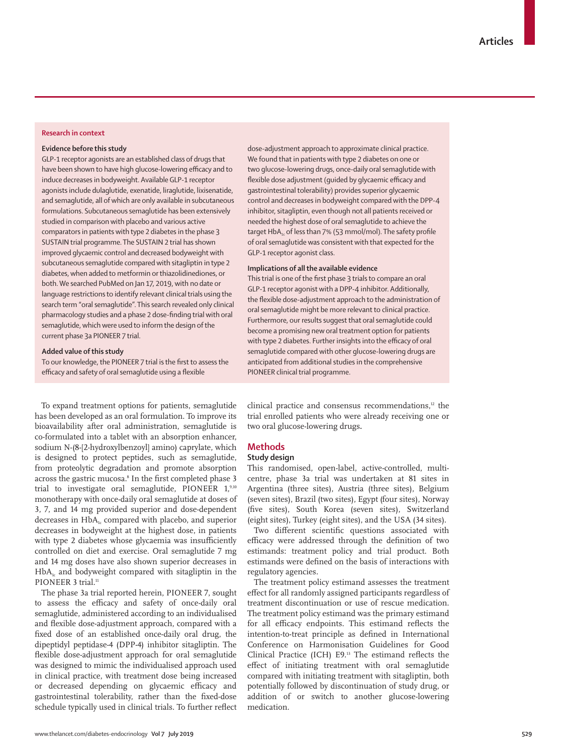## Research in context

### Evidence before this study

GLP-1 receptor agonists are an established class of drugs that have been shown to have high glucose-lowering efficacy and to induce decreases in bodyweight. Available GLP-1 receptor agonists include dulaglutide, exenatide, liraglutide, lixisenatide, and semaglutide, all of which are only available in subcutaneous formulations. Subcutaneous semaglutide has been extensively studied in comparison with placebo and various active comparators in patients with type 2 diabetes in the phase 3 SUSTAIN trial programme. The SUSTAIN 2 trial has shown improved glycaemic control and decreased bodyweight with subcutaneous semaglutide compared with sitagliptin in type 2 diabetes, when added to metformin or thiazolidinediones, or both. We searched PubMed on Jan 17, 2019, with no date or language restrictions to identify relevant clinical trials using the search term "oral semaglutide". This search revealed only clinical pharmacology studies and a phase 2 dose-finding trial with oral semaglutide, which were used to inform the design of the current phase 3a PIONEER 7 trial.

### Added value of this study

To our knowledge, the PIONEER 7 trial is the first to assess the efficacy and safety of oral semaglutide using a flexible dose-adjustment approach to approximate clinical practice. We found that in patients with type 2 diabetes on one or two glucose-lowering drugs, once-daily oral semaglutide with flexible dose adjustment (guided by glycaemic efficacy and gastrointestinal tolerability) provides superior glycaemic control and decreases in bodyweight compared with the DPP-4 inhibitor, sitagliptin, even though not all patients received or needed the highest dose of oral semaglutide to achieve the target $HbA_{1c}$ of less than 7% (53 mmol/mol). The safety profile of oral semaglutide was consistent with that expected for the GLP-1 receptor agonist class.

### Implications of all the available evidence

This trial is one of the first phase 3 trials to compare an oral GLP-1 receptor agonist with a DPP-4 inhibitor. Additionally, the flexible dose-adjustment approach to the administration of oral semaglutide might be more relevant to clinical practice. Furthermore, our results suggest that oral semaglutide could become a promising new oral treatment option for patients with type 2 diabetes. Further insights into the efficacy of oral semaglutide compared with other glucose-lowering drugs are anticipated from additional studies in the comprehensive PIONEER clinical trial programme.

To expand treatment options for patients, semaglutide has been developed as an oral formulation. To improve its bioavailability after oral administration, semaglutide is co-formulated into a tablet with an absorption enhancer, sodium N-(8-[2-hydroxylbenzoyl] amino) caprylate, which is designed to protect peptides, such as semaglutide, from proteolytic degradation and promote absorption across the gastric mucosa.[8] In the first completed phase 3 trial to investigate oral semaglutide, PIONEER 1,[9,10] monotherapy with once-daily oral semaglutide at doses of 3, 7, and 14 mg provided superior and dose-dependent decreases in $HbA_{1c}$ compared with placebo, and superior decreases in bodyweight at the highest dose, in patients with type 2 diabetes whose glycaemia was insufficiently controlled on diet and exercise. Oral semaglutide 7 mg and 14 mg doses have also shown superior decreases in $HbA_{1c}$ and bodyweight compared with sitagliptin in the PIONEER 3 trial.[11]

The phase 3a trial reported herein, PIONEER 7, sought to assess the efficacy and safety of once-daily oral semaglutide, administered according to an individualised and flexible dose-adjustment approach, compared with a fixed dose of an established once-daily oral drug, the dipeptidyl peptidase-4 (DPP-4) inhibitor sitagliptin. The flexible dose-adjustment approach for oral semaglutide was designed to mimic the individualised approach used in clinical practice, with treatment dose being increased or decreased depending on glycaemic efficacy and gastrointestinal tolerability, rather than the fixed-dose schedule typically used in clinical trials. To further reflect clinical practice and consensus recommendations,[12] the trial enrolled patients who were already receiving one or two oral glucose-lowering drugs.

## Methods

### Study design

This randomised, open-label, active-controlled, multicentre, phase 3a trial was undertaken at 81 sites in Argentina (three sites), Austria (three sites), Belgium (seven sites), Brazil (two sites), Egypt (four sites), Norway (five sites), South Korea (seven sites), Switzerland (eight sites), Turkey (eight sites), and the USA (34 sites).

Two different scientific questions associated with efficacy were addressed through the definition of two estimands: treatment policy and trial product. Both estimands were defined on the basis of interactions with regulatory agencies.

The treatment policy estimand assesses the treatment effect for all randomly assigned participants regardless of treatment discontinuation or use of rescue medication. The treatment policy estimand was the primary estimand for all efficacy endpoints. This estimand reflects the intention-to-treat principle as defined in International Conference on Harmonisation Guidelines for Good Clinical Practice (ICH) E9.[13] The estimand reflects the effect of initiating treatment with oral semaglutide compared with initiating treatment with sitagliptin, both potentially followed by discontinuation of study drug, or addition of or switch to another glucose-lowering medication.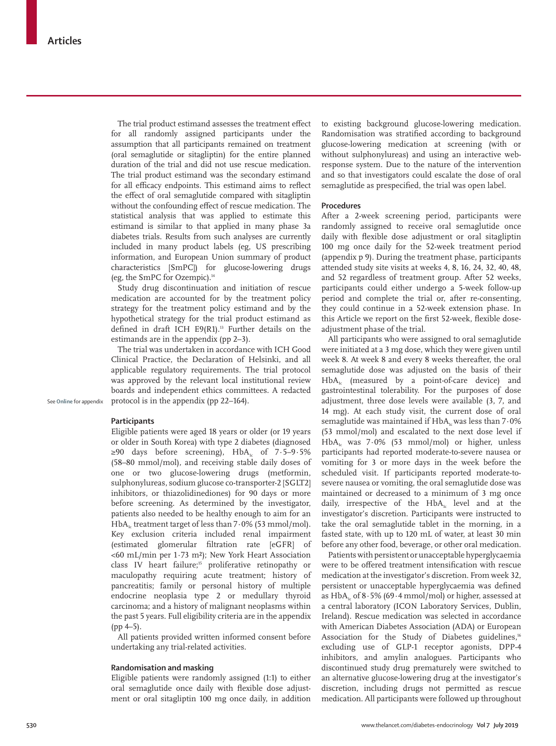The trial product estimand assesses the treatment effect for all randomly assigned participants under the assumption that all participants remained on treatment (oral semaglutide or sitagliptin) for the entire planned duration of the trial and did not use rescue medication. The trial product estimand was the secondary estimand for all efficacy endpoints. This estimand aims to reflect the effect of oral semaglutide compared with sitagliptin without the confounding effect of rescue medication. The statistical analysis that was applied to estimate this estimand is similar to that applied in many phase 3a diabetes trials. Results from such analyses are currently included in many product labels (eg, US prescribing information, and European Union summary of product characteristics [SmPC]) for glucose-lowering drugs (eg, the SmPC for Ozempic).[14]

Study drug discontinuation and initiation of rescue medication are accounted for by the treatment policy strategy for the treatment policy estimand and by the hypothetical strategy for the trial product estimand as defined in draft ICH E9(R1).[13] Further details on the estimands are in the appendix (pp 2–3).

The trial was undertaken in accordance with ICH Good Clinical Practice, the Declaration of Helsinki, and all applicable regulatory requirements. The trial protocol was approved by the relevant local institutional review boards and independent ethics committees. A redacted protocol is in the appendix (pp 22–164).

See **Online** for appendix

### Participants

Eligible patients were aged 18 years or older (or 19 years or older in South Korea) with type 2 diabetes (diagnosed ≥90 days before screening), $HbA_{1c}$ of 7·5–9·5% (58–80 mmol/mol), and receiving stable daily doses of one or two glucose-lowering drugs (metformin, sulphonylureas, sodium glucose co-transporter-2 [SGLT2] inhibitors, or thiazolidinediones) for 90 days or more before screening. As determined by the investigator, patients also needed to be healthy enough to aim for an $HbA_{1c}$ treatment target of less than 7·0% (53 mmol/mol). Key exclusion criteria included renal impairment (estimated glomerular filtration rate [eGFR] of <60 mL/min per 1·73 m²); New York Heart Association class IV heart failure;[15] proliferative retinopathy or maculopathy requiring acute treatment; history of pancreatitis; family or personal history of multiple endocrine neoplasia type 2 or medullary thyroid carcinoma; and a history of malignant neoplasms within the past 5 years. Full eligibility criteria are in the appendix (pp 4–5).

All patients provided written informed consent before undertaking any trial-related activities.

### Randomisation and masking

Eligible patients were randomly assigned (1:1) to either oral semaglutide once daily with flexible dose adjustment or oral sitagliptin 100 mg once daily, in addition to existing background glucose-lowering medication. Randomisation was stratified according to background glucose-lowering medication at screening (with or without sulphonylureas) and using an interactive web-response system. Due to the nature of the intervention and so that investigators could escalate the dose of oral semaglutide as prespecified, the trial was open label.

### Procedures

After a 2-week screening period, participants were randomly assigned to receive oral semaglutide once daily with flexible dose adjustment or oral sitagliptin 100 mg once daily for the 52-week treatment period (appendix p 9). During the treatment phase, participants attended study site visits at weeks 4, 8, 16, 24, 32, 40, 48, and 52 regardless of treatment group. After 52 weeks, participants could either undergo a 5-week follow-up period and complete the trial or, after re-consenting, they could continue in a 52-week extension phase. In this Article we report on the first 52-week, flexible dose-adjustment phase of the trial.

All participants who were assigned to oral semaglutide were initiated at a 3 mg dose, which they were given until week 8. At week 8 and every 8 weeks thereafter, the oral semaglutide dose was adjusted on the basis of their $HbA_{1c}$ (measured by a point-of-care device) and gastrointestinal tolerability. For the purposes of dose adjustment, three dose levels were available (3, 7, and 14 mg). At each study visit, the current dose of oral semaglutide was maintained if $HbA_{1c}$ was less than 7·0% (53 mmol/mol) and escalated to the next dose level if $HbA_{1c}$ was 7·0% (53 mmol/mol) or higher, unless participants had reported moderate-to-severe nausea or vomiting for 3 or more days in the week before the scheduled visit. If participants reported moderate-to-severe nausea or vomiting, the oral semaglutide dose was maintained or decreased to a minimum of 3 mg once daily, irrespective of the $HbA_{1c}$ level and at the investigator's discretion. Participants were instructed to take the oral semaglutide tablet in the morning, in a fasted state, with up to 120 mL of water, at least 30 min before any other food, beverage, or other oral medication.

Patients with persistent or unacceptable hyperglycaemia were to be offered treatment intensification with rescue medication at the investigator's discretion. From week 32, persistent or unacceptable hyperglycaemia was defined as $HbA_{1c}$ of 8·5% (69·4 mmol/mol) or higher, assessed at a central laboratory (ICON Laboratory Services, Dublin, Ireland). Rescue medication was selected in accordance with American Diabetes Association (ADA) or European Association for the Study of Diabetes guidelines,[16] excluding use of GLP-1 receptor agonists, DPP-4 inhibitors, and amylin analogues. Participants who discontinued study drug prematurely were switched to an alternative glucose-lowering drug at the investigator's discretion, including drugs not permitted as rescue medication. All participants were followed up throughout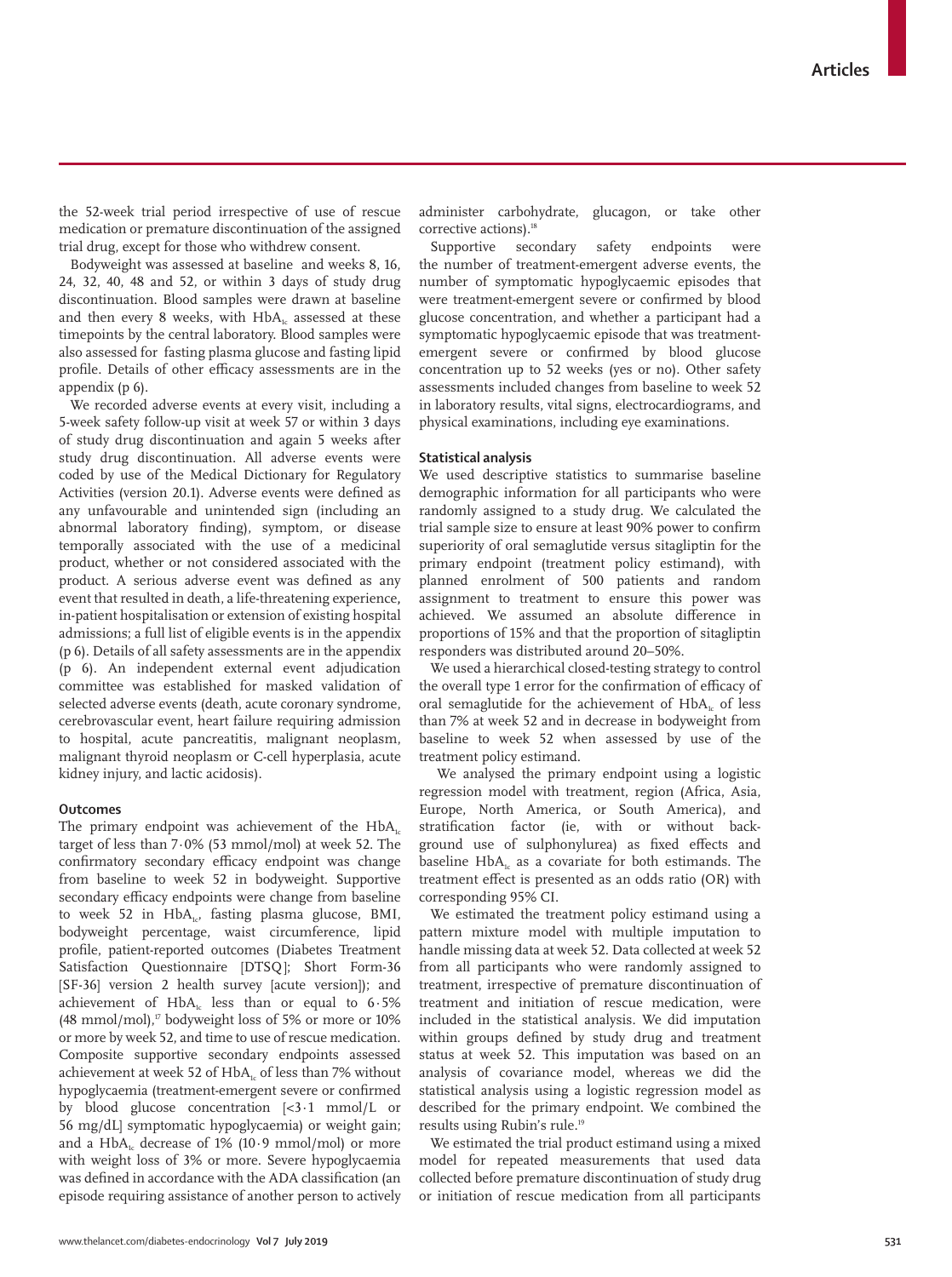the 52-week trial period irrespective of use of rescue medication or premature discontinuation of the assigned trial drug, except for those who withdrew consent.

Bodyweight was assessed at baseline and weeks 8, 16, 24, 32, 40, 48 and 52, or within 3 days of study drug discontinuation. Blood samples were drawn at baseline and then every 8 weeks, with $HbA_{1c}$ assessed at these timepoints by the central laboratory. Blood samples were also assessed for fasting plasma glucose and fasting lipid profile. Details of other efficacy assessments are in the appendix (p 6).

We recorded adverse events at every visit, including a 5-week safety follow-up visit at week 57 or within 3 days of study drug discontinuation and again 5 weeks after study drug discontinuation. All adverse events were coded by use of the Medical Dictionary for Regulatory Activities (version 20.1). Adverse events were defined as any unfavourable and unintended sign (including an abnormal laboratory finding), symptom, or disease temporally associated with the use of a medicinal product, whether or not considered associated with the product. A serious adverse event was defined as any event that resulted in death, a life-threatening experience, in-patient hospitalisation or extension of existing hospital admissions; a full list of eligible events is in the appendix (p 6). Details of all safety assessments are in the appendix (p 6). An independent external event adjudication committee was established for masked validation of selected adverse events (death, acute coronary syndrome, cerebrovascular event, heart failure requiring admission to hospital, acute pancreatitis, malignant neoplasm, malignant thyroid neoplasm or C-cell hyperplasia, acute kidney injury, and lactic acidosis).

### Outcomes

The primary endpoint was achievement of the $HbA_{1c}$ target of less than 7·0% (53 mmol/mol) at week 52. The confirmatory secondary efficacy endpoint was change from baseline to week 52 in bodyweight. Supportive secondary efficacy endpoints were change from baseline to week 52 in $HbA_{1c}$, fasting plasma glucose, BMI, bodyweight percentage, waist circumference, lipid profile, patient-reported outcomes (Diabetes Treatment Satisfaction Questionnaire [DTSQ]; Short Form-36 [SF-36] version 2 health survey [acute version]); and achievement of $HbA_{1c}$ less than or equal to 6·5% (48 mmol/mol),[17] bodyweight loss of 5% or more or 10% or more by week 52, and time to use of rescue medication. Composite supportive secondary endpoints assessed achievement at week 52 of $HbA_{1c}$ of less than 7% without hypoglycaemia (treatment-emergent severe or confirmed by blood glucose concentration [<3·1 mmol/L or 56 mg/dL] symptomatic hypoglycaemia) or weight gain; and a $HbA_{1c}$ decrease of 1% (10·9 mmol/mol) or more with weight loss of 3% or more. Severe hypoglycaemia was defined in accordance with the ADA classification (an episode requiring assistance of another person to actively administer carbohydrate, glucagon, or take other corrective actions).[18]

Supportive secondary safety endpoints were the number of treatment-emergent adverse events, the number of symptomatic hypoglycaemic episodes that were treatment-emergent severe or confirmed by blood glucose concentration, and whether a participant had a symptomatic hypoglycaemic episode that was treatment-emergent severe or confirmed by blood glucose concentration up to 52 weeks (yes or no). Other safety assessments included changes from baseline to week 52 in laboratory results, vital signs, electrocardiograms, and physical examinations, including eye examinations.

### Statistical analysis

We used descriptive statistics to summarise baseline demographic information for all participants who were randomly assigned to a study drug. We calculated the trial sample size to ensure at least 90% power to confirm superiority of oral semaglutide versus sitagliptin for the primary endpoint (treatment policy estimand), with planned enrolment of 500 patients and random assignment to treatment to ensure this power was achieved. We assumed an absolute difference in proportions of 15% and that the proportion of sitagliptin responders was distributed around 20–50%.

We used a hierarchical closed-testing strategy to control the overall type 1 error for the confirmation of efficacy of oral semaglutide for the achievement of $HbA_{1c}$ of less than 7% at week 52 and in decrease in bodyweight from baseline to week 52 when assessed by use of the treatment policy estimand.

We analysed the primary endpoint using a logistic regression model with treatment, region (Africa, Asia, Europe, North America, or South America), and stratification factor (ie, with or without background use of sulphonylurea) as fixed effects and baseline $HbA_{1c}$ as a covariate for both estimands. The treatment effect is presented as an odds ratio (OR) with corresponding 95% CI.

We estimated the treatment policy estimand using a pattern mixture model with multiple imputation to handle missing data at week 52. Data collected at week 52 from all participants who were randomly assigned to treatment, irrespective of premature discontinuation of treatment and initiation of rescue medication, were included in the statistical analysis. We did imputation within groups defined by study drug and treatment status at week 52. This imputation was based on an analysis of covariance model, whereas we did the statistical analysis using a logistic regression model as described for the primary endpoint. We combined the results using Rubin's rule.[19]

We estimated the trial product estimand using a mixed model for repeated measurements that used data collected before premature discontinuation of study drug or initiation of rescue medication from all participants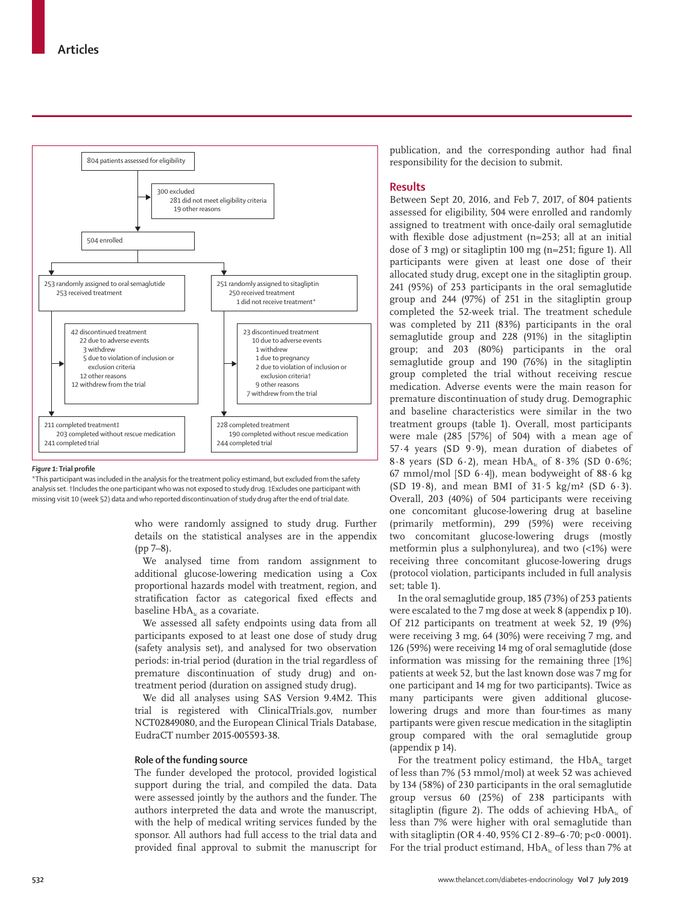804 patients assessed for eligibility

300 excluded
- 281 did not meet eligibility criteria
- 19 other reasons

504 enrolled

253 randomly assigned to oral semaglutide
- 253 received treatment

251 randomly assigned to sitagliptin
- 250 received treatment
- 1 did not receive treatment*

42 discontinued treatment
- 22 due to adverse events
- 3 withdrew
- 5 due to violation of inclusion or exclusion criteria
- 12 other reasons
- 12 withdrew from the trial

23 discontinued treatment
- 10 due to adverse events
- 1 withdrew
- 1 due to pregnancy
- 2 due to violation of inclusion or exclusion criteria†
- 9 other reasons
- 7 withdrew from the trial

211 completed treatment‡
- 203 completed without rescue medication
- 241 completed trial

228 completed treatment
- 190 completed without rescue medication
- 244 completed trial

***Figure 1:*** **Trial profile**

*This participant was included in the analysis for the treatment policy estimand, but excluded from the safety analysis set. †Includes the one participant who was not exposed to study drug. ‡Excludes one participant with missing visit 10 (week 52) data and who reported discontinuation of study drug after the end of trial date.

who were randomly assigned to study drug. Further details on the statistical analyses are in the appendix (pp 7–8).

We analysed time from random assignment to additional glucose-lowering medication using a Cox proportional hazards model with treatment, region, and stratification factor as categorical fixed effects and baseline $HbA_{1c}$ as a covariate.

We assessed all safety endpoints using data from all participants exposed to at least one dose of study drug (safety analysis set), and analysed for two observation periods: in-trial period (duration in the trial regardless of premature discontinuation of study drug) and on-treatment period (duration on assigned study drug).

We did all analyses using SAS Version 9.4M2. This trial is registered with ClinicalTrials.gov, number NCT02849080, and the European Clinical Trials Database, EudraCT number 2015-005593-38.

### Role of the funding source

The funder developed the protocol, provided logistical support during the trial, and compiled the data. Data were assessed jointly by the authors and the funder. The authors interpreted the data and wrote the manuscript, with the help of medical writing services funded by the sponsor. All authors had full access to the trial data and provided final approval to submit the manuscript for publication, and the corresponding author had final responsibility for the decision to submit.

## Results

Between Sept 20, 2016, and Feb 7, 2017, of 804 patients assessed for eligibility, 504 were enrolled and randomly assigned to treatment with once-daily oral semaglutide with flexible dose adjustment (n=253; all at an initial dose of 3 mg) or sitagliptin 100 mg (n=251; figure 1). All participants were given at least one dose of their allocated study drug, except one in the sitagliptin group. 241 (95%) of 253 participants in the oral semaglutide group and 244 (97%) of 251 in the sitagliptin group completed the 52-week trial. The treatment schedule was completed by 211 (83%) participants in the oral semaglutide group and 228 (91%) in the sitagliptin group; and 203 (80%) participants in the oral semaglutide group and 190 (76%) in the sitagliptin group completed the trial without receiving rescue medication. Adverse events were the main reason for premature discontinuation of study drug. Demographic and baseline characteristics were similar in the two treatment groups (table 1). Overall, most participants were male (285 [57%] of 504) with a mean age of 57·4 years (SD 9·9), mean duration of diabetes of 8·8 years (SD 6·2), mean $HbA_{1c}$ of 8·3% (SD 0·6%; 67 mmol/mol [SD 6·4]), mean bodyweight of 88·6 kg (SD 19·8), and mean BMI of 31·5 kg/m² (SD 6·3). Overall, 203 (40%) of 504 participants were receiving one concomitant glucose-lowering drug at baseline (primarily metformin), 299 (59%) were receiving two concomitant glucose-lowering drugs (mostly metformin plus a sulphonylurea), and two (<1%) were receiving three concomitant glucose-lowering drugs (protocol violation, participants included in full analysis set; table 1).

In the oral semaglutide group, 185 (73%) of 253 patients were escalated to the 7 mg dose at week 8 (appendix p 10). Of 212 participants on treatment at week 52, 19 (9%) were receiving 3 mg, 64 (30%) were receiving 7 mg, and 126 (59%) were receiving 14 mg of oral semaglutide (dose information was missing for the remaining three [1%] patients at week 52, but the last known dose was 7 mg for one participant and 14 mg for two participants). Twice as many participants were given additional glucose-lowering drugs and more than four-times as many partipants were given rescue medication in the sitagliptin group compared with the oral semaglutide group (appendix p 14).

For the treatment policy estimand, the $HbA_{1c}$ target of less than 7% (53 mmol/mol) at week 52 was achieved by 134 (58%) of 230 participants in the oral semaglutide group versus 60 (25%) of 238 participants with sitagliptin (figure 2). The odds of achieving $HbA_{1c}$ of less than 7% were higher with oral semaglutide than with sitagliptin (OR 4·40, 95% CI 2·89–6·70; p<0·0001). For the trial product estimand, $HbA_{1c}$ of less than 7% at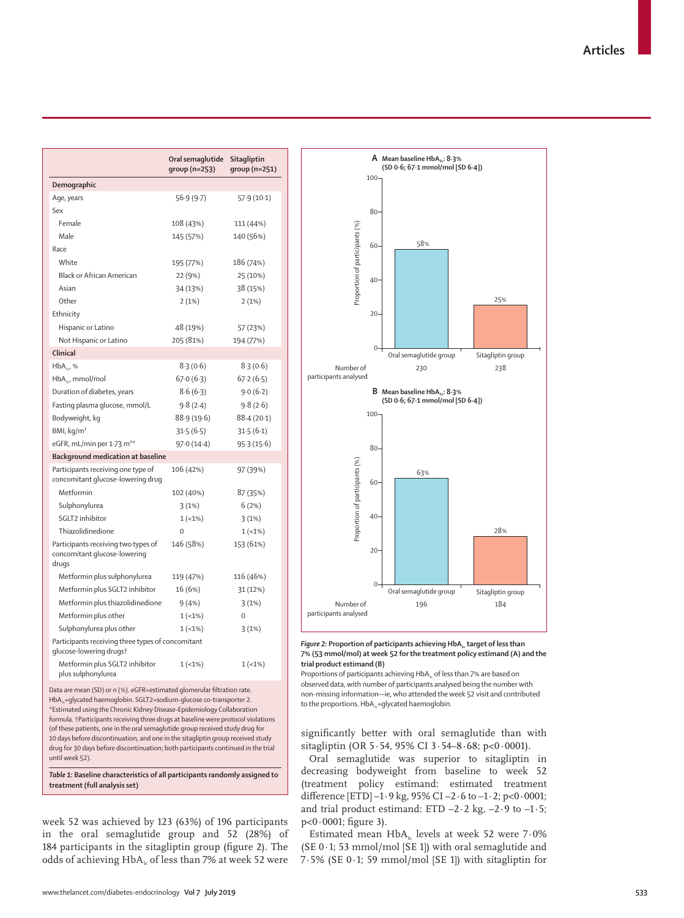| | Oral semaglutide group (n=253) | Sitagliptin group (n=251) |
|---|---|---|
| **Demographic** | | |
| Age, years | 56·9 (9·7) | 57·9 (10·1) |
| Sex | | |
| Female | 108 (43%) | 111 (44%) |
| Male | 145 (57%) | 140 (56%) |
| Race | | |
| White | 195 (77%) | 186 (74%) |
| Black or African American | 22 (9%) | 25 (10%) |
| Asian | 34 (13%) | 38 (15%) |
| Other | 2 (1%) | 2 (1%) |
| Ethnicity | | |
| Hispanic or Latino | 48 (19%) | 57 (23%) |
| Not Hispanic or Latino | 205 (81%) | 194 (77%) |
| **Clinical** | | |
| $HbA_{1c}$, % | 8·3 (0·6) | 8·3 (0·6) |
| $HbA_{1c}$, mmol/mol | 67·0 (6·3) | 67·2 (6·5) |
| Duration of diabetes, years | 8·6 (6·3) | 9·0 (6·2) |
| Fasting plasma glucose, mmol/L | 9·8 (2·4) | 9·8 (2·6) |
| Bodyweight, kg | 88·9 (19·6) | 88·4 (20·1) |
| BMI, $kg/m^2$ | 31·5 (6·5) | 31·5 (6·1) |
| eGFR, mL/min per 1·73 $m^2$* | 97·0 (14·4) | 95·3 (15·6) |
| **Background medication at baseline** | | |
| Participants receiving one type of concomitant glucose-lowering drug | 106 (42%) | 97 (39%) |
| Metformin | 102 (40%) | 87 (35%) |
| Sulphonylurea | 3 (1%) | 6 (2%) |
| SGLT2 inhibitor | 1 (<1%) | 3 (1%) |
| Thiazolidinedione | 0 | 1 (<1%) |
| Participants receiving two types of concomitant glucose-lowering drugs | 146 (58%) | 153 (61%) |
| Metformin plus sulphonylurea | 119 (47%) | 116 (46%) |
| Metformin plus SGLT2 inhibitor | 16 (6%) | 31 (12%) |
| Metformin plus thiazolidinedione | 9 (4%) | 3 (1%) |
| Metformin plus other | 1 (<1%) | 0 |
| Sulphonylurea plus other | 1 (<1%) | 3 (1%) |
| Participants receiving three types of concomitant glucose-lowering drugs† | | |
| Metformin plus SGLT2 inhibitor plus sulphonylurea | 1 (<1%) | 1 (<1%) |

Data are mean (SD) or n (%). eGFR=estimated glomerular filtration rate. $HbA_{1c}$=glycated haemoglobin. SGLT2=sodium-glucose co-transporter 2. *Estimated using the Chronic Kidney Disease-Epidemiology Collaboration formula. †Participants receiving three drugs at baseline were protocol violations (of these patients, one in the oral semaglutide group received study drug for 10 days before discontinuation, and one in the sitagliptin group received study drug for 30 days before discontinuation; both participants continued in the trial until week 52).

*Table 1:* **Baseline characteristics of all participants randomly assigned to treatment (full analysis set)**

**A** Mean baseline $HbA_{1c}$: 8·3% (SD 0·6; 67·1 mmol/mol [SD 6·4])

| | Oral semaglutide group | Sitagliptin group |
|---|---|---|
| Proportion of participants (%) | 58% | 25% |
| Number of participants analysed | 230 | 238 |

**B** Mean baseline $HbA_{1c}$: 8·3% (SD 0·6; 67·1 mmol/mol [SD 6·4])

| | Oral semaglutide group | Sitagliptin group |
|---|---|---|
| Proportion of participants (%) | 63% | 28% |
| Number of participants analysed | 196 | 184 |

*Figure 2:* **Proportion of participants achieving $HbA_{1c}$ target of less than 7% (53 mmol/mol) at week 52 for the treatment policy estimand (A) and the trial product estimand (B)**

Proportions of participants achieving $HbA_{1c}$ of less than 7% are based on observed data, with number of participants analysed being the number with non-missing information—ie, who attended the week 52 visit and contributed to the proportions. $HbA_{1c}$=glycated haemoglobin.

week 52 was achieved by 123 (63%) of 196 participants in the oral semaglutide group and 52 (28%) of 184 participants in the sitagliptin group (figure 2). The odds of achieving $HbA_{1c}$ of less than 7% at week 52 were significantly better with oral semaglutide than with sitagliptin (OR 5·54, 95% CI 3·54–8·68; p<0·0001).

Oral semaglutide was superior to sitagliptin in decreasing bodyweight from baseline to week 52 (treatment policy estimand: estimated treatment difference [ETD] –1·9 kg, 95% CI –2·6 to –1·2; p<0·0001; and trial product estimand: ETD –2·2 kg, –2·9 to –1·5; p<0·0001; figure 3).

Estimated mean $HbA_{1c}$ levels at week 52 were 7·0% (SE 0·1; 53 mmol/mol [SE 1]) with oral semaglutide and 7·5% (SE 0·1; 59 mmol/mol [SE 1]) with sitagliptin for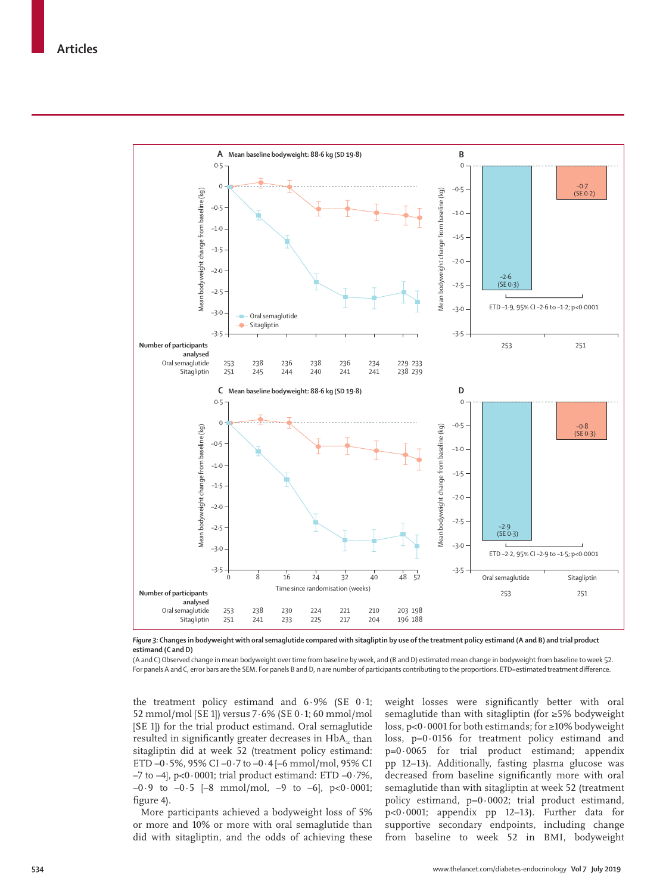**Figure 3: Changes in bodyweight with oral semaglutide compared with sitagliptin by use of the treatment policy estimand (A and B) and trial product estimand (C and D)**

(A and C) Observed change in mean bodyweight over time from baseline by week, and (B and D) estimated mean change in bodyweight from baseline to week 52. For panels A and C, error bars are the SEM. For panels B and D, n are number of participants contributing to the proportions. ETD=estimated treatment difference.

the treatment policy estimand and 6·9% (SE 0·1; 52 mmol/mol [SE 1]) versus 7·6% (SE 0·1; 60 mmol/mol [SE 1]) for the trial product estimand. Oral semaglutide resulted in significantly greater decreases in $HbA_{1c}$ than sitagliptin did at week 52 (treatment policy estimand: ETD –0·5%, 95% CI –0·7 to –0·4 [–6 mmol/mol, 95% CI –7 to –4], p<0·0001; trial product estimand: ETD –0·7%, –0·9 to –0·5 [–8 mmol/mol, –9 to –6], p<0·0001; figure 4).

More participants achieved a bodyweight loss of 5% or more and 10% or more with oral semaglutide than did with sitagliptin, and the odds of achieving these weight losses were significantly better with oral semaglutide than with sitagliptin (for ≥5% bodyweight loss, p<0·0001 for both estimands; for ≥10% bodyweight loss, p=0·0156 for treatment policy estimand and p=0·0065 for trial product estimand; appendix pp 12–13). Additionally, fasting plasma glucose was decreased from baseline significantly more with oral semaglutide than with sitagliptin at week 52 (treatment policy estimand, p=0·0002; trial product estimand, p<0·0001; appendix pp 12–13). Further data for supportive secondary endpoints, including change from baseline to week 52 in BMI, bodyweight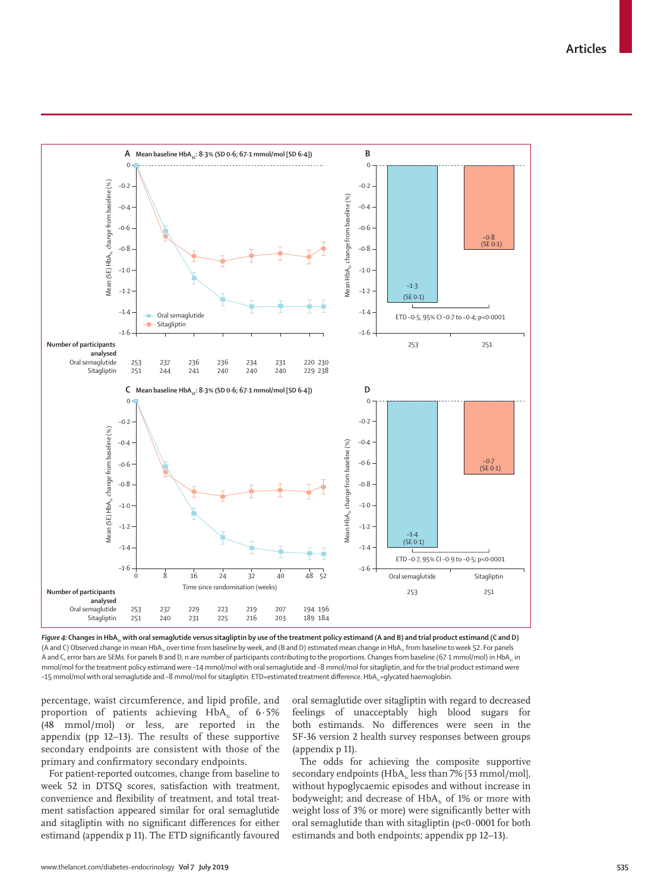*Figure 4:* **Changes in $HbA_{1c}$ with oral semaglutide versus sitagliptin by use of the treatment policy estimand (A and B) and trial product estimand (C and D)**
(A and C) Observed change in mean $HbA_{1c}$ over time from baseline by week, and (B and D) estimated mean change in $HbA_{1c}$ from baseline to week 52. For panels A and C, error bars are SEMs. For panels B and D, n are number of participants contributing to the proportions. Changes from baseline (67·1 mmol/mol) in $HbA_{1c}$ in mmol/mol for the treatment policy estimand were –14 mmol/mol with oral semaglutide and –8 mmol/mol for sitagliptin, and for the trial product estimand were –15 mmol/mol with oral semaglutide and –8 mmol/mol for sitagliptin. ETD=estimated treatment difference. $HbA_{1c}$=glycated haemoglobin.

percentage, waist circumference, and lipid profile, and proportion of patients achieving $HbA_{1c}$ of 6·5% (48 mmol/mol) or less, are reported in the appendix (pp 12–13). The results of these supportive secondary endpoints are consistent with those of the primary and confirmatory secondary endpoints.

For patient-reported outcomes, change from baseline to week 52 in DTSQ scores, satisfaction with treatment, convenience and flexibility of treatment, and total treatment satisfaction appeared similar for oral semaglutide and sitagliptin with no significant differences for either estimand (appendix p 11). The ETD significantly favoured oral semaglutide over sitagliptin with regard to decreased feelings of unacceptably high blood sugars for both estimands. No differences were seen in the SF-36 version 2 health survey responses between groups (appendix p 11).

The odds for achieving the composite supportive secondary endpoints ($HbA_{1c}$ less than 7% [53 mmol/mol], without hypoglycaemic episodes and without increase in bodyweight; and decrease of $HbA_{1c}$ of 1% or more with weight loss of 3% or more) were significantly better with oral semaglutide than with sitagliptin ($p<0·0001$ for both estimands and both endpoints; appendix pp 12–13).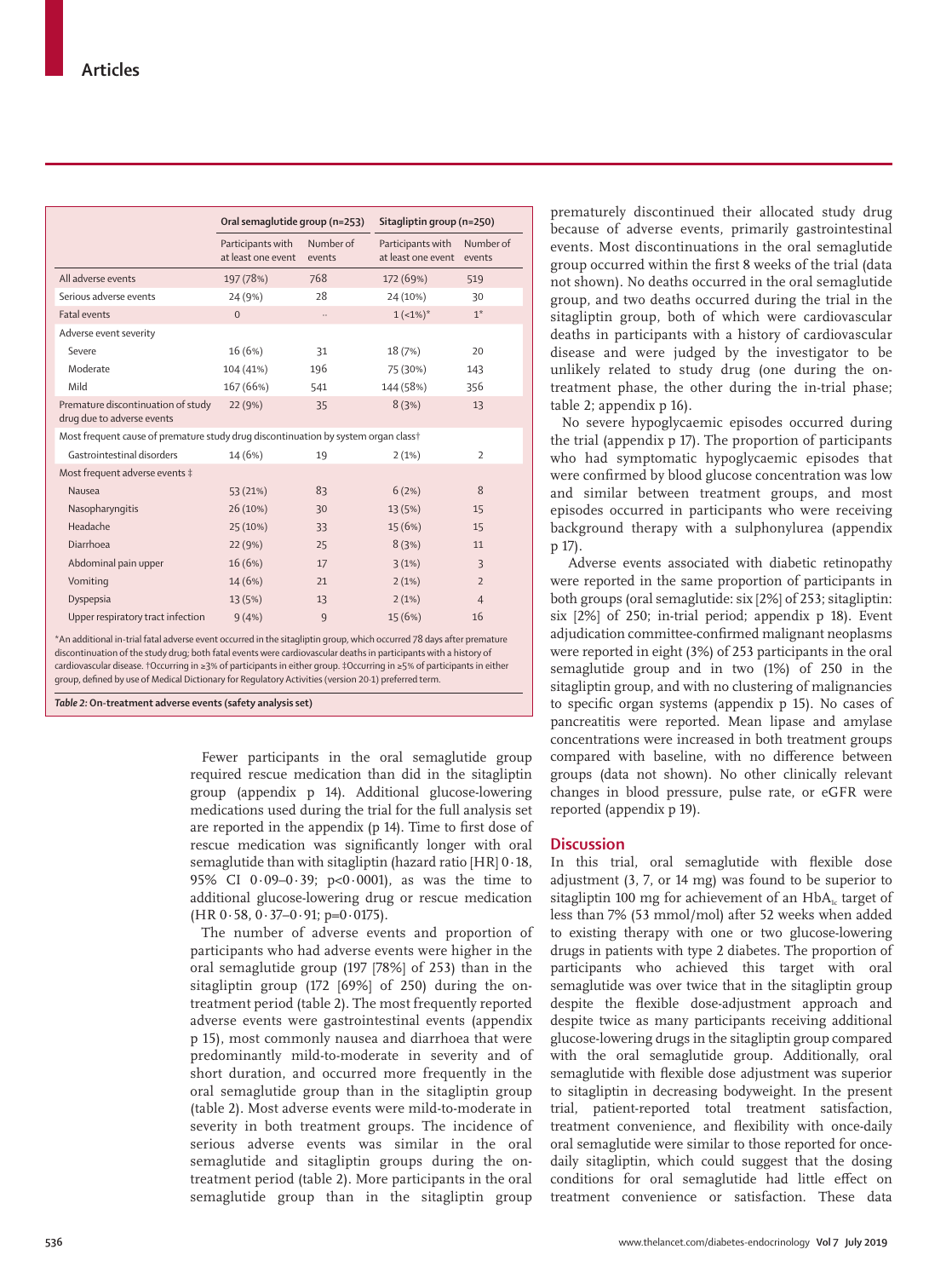| | Oral semaglutide group (n=253) | | Sitagliptin group (n=250) | |
|---|---|---|---|---|
| | Participants with at least one event | Number of events | Participants with at least one event | Number of events |
| All adverse events | 197 (78%) | 768 | 172 (69%) | 519 |
| Serious adverse events | 24 (9%) | 28 | 24 (10%) | 30 |
| Fatal events | 0 | .. | 1 (<1%)* | 1* |
| Adverse event severity | | | | |
| Severe | 16 (6%) | 31 | 18 (7%) | 20 |
| Moderate | 104 (41%) | 196 | 75 (30%) | 143 |
| Mild | 167 (66%) | 541 | 144 (58%) | 356 |
| Premature discontinuation of study drug due to adverse events | 22 (9%) | 35 | 8 (3%) | 13 |
| Most frequent cause of premature study drug discontinuation by system organ class† | | | | |
| Gastrointestinal disorders | 14 (6%) | 19 | 2 (1%) | 2 |
| Most frequent adverse events ‡ | | | | |
| Nausea | 53 (21%) | 83 | 6 (2%) | 8 |
| Nasopharyngitis | 26 (10%) | 30 | 13 (5%) | 15 |
| Headache | 25 (10%) | 33 | 15 (6%) | 15 |
| Diarrhoea | 22 (9%) | 25 | 8 (3%) | 11 |
| Abdominal pain upper | 16 (6%) | 17 | 3 (1%) | 3 |
| Vomiting | 14 (6%) | 21 | 2 (1%) | 2 |
| Dyspepsia | 13 (5%) | 13 | 2 (1%) | 4 |
| Upper respiratory tract infection | 9 (4%) | 9 | 15 (6%) | 16 |

*An additional in-trial fatal adverse event occurred in the sitagliptin group, which occurred 78 days after premature discontinuation of the study drug; both fatal events were cardiovascular deaths in participants with a history of cardiovascular disease. †Occurring in ≥3% of participants in either group. ‡Occurring in ≥5% of participants in either group, defined by use of Medical Dictionary for Regulatory Activities (version 20·1) preferred term.

*Table 2:* **On-treatment adverse events (safety analysis set)**

Fewer participants in the oral semaglutide group required rescue medication than did in the sitagliptin group (appendix p 14). Additional glucose-lowering medications used during the trial for the full analysis set are reported in the appendix (p 14). Time to first dose of rescue medication was significantly longer with oral semaglutide than with sitagliptin (hazard ratio [HR] 0·18, 95% CI 0·09–0·39; p<0·0001), as was the time to additional glucose-lowering drug or rescue medication (HR 0·58, 0·37–0·91; p=0·0175).

The number of adverse events and proportion of participants who had adverse events were higher in the oral semaglutide group (197 [78%] of 253) than in the sitagliptin group (172 [69%] of 250) during the on-treatment period (table 2). The most frequently reported adverse events were gastrointestinal events (appendix p 15), most commonly nausea and diarrhoea that were predominantly mild-to-moderate in severity and of short duration, and occurred more frequently in the oral semaglutide group than in the sitagliptin group (table 2). Most adverse events were mild-to-moderate in severity in both treatment groups. The incidence of serious adverse events was similar in the oral semaglutide and sitagliptin groups during the on-treatment period (table 2). More participants in the oral semaglutide group than in the sitagliptin group prematurely discontinued their allocated study drug because of adverse events, primarily gastrointestinal events. Most discontinuations in the oral semaglutide group occurred within the first 8 weeks of the trial (data not shown). No deaths occurred in the oral semaglutide group, and two deaths occurred during the trial in the sitagliptin group, both of which were cardiovascular deaths in participants with a history of cardiovascular disease and were judged by the investigator to be unlikely related to study drug (one during the on-treatment phase, the other during the in-trial phase; table 2; appendix p 16).

No severe hypoglycaemic episodes occurred during the trial (appendix p 17). The proportion of participants who had symptomatic hypoglycaemic episodes that were confirmed by blood glucose concentration was low and similar between treatment groups, and most episodes occurred in participants who were receiving background therapy with a sulphonylurea (appendix p 17).

Adverse events associated with diabetic retinopathy were reported in the same proportion of participants in both groups (oral semaglutide: six [2%] of 253; sitagliptin: six [2%] of 250; in-trial period; appendix p 18). Event adjudication committee-confirmed malignant neoplasms were reported in eight (3%) of 253 participants in the oral semaglutide group and in two (1%) of 250 in the sitagliptin group, and with no clustering of malignancies to specific organ systems (appendix p 15). No cases of pancreatitis were reported. Mean lipase and amylase concentrations were increased in both treatment groups compared with baseline, with no difference between groups (data not shown). No other clinically relevant changes in blood pressure, pulse rate, or eGFR were reported (appendix p 19).

## Discussion

In this trial, oral semaglutide with flexible dose adjustment (3, 7, or 14 mg) was found to be superior to sitagliptin 100 mg for achievement of an $HbA_{1c}$ target of less than 7% (53 mmol/mol) after 52 weeks when added to existing therapy with one or two glucose-lowering drugs in patients with type 2 diabetes. The proportion of participants who achieved this target with oral semaglutide was over twice that in the sitagliptin group despite the flexible dose-adjustment approach and despite twice as many participants receiving additional glucose-lowering drugs in the sitagliptin group compared with the oral semaglutide group. Additionally, oral semaglutide with flexible dose adjustment was superior to sitagliptin in decreasing bodyweight. In the present trial, patient-reported total treatment satisfaction, treatment convenience, and flexibility with once-daily oral semaglutide were similar to those reported for once-daily sitagliptin, which could suggest that the dosing conditions for oral semaglutide had little effect on treatment convenience or satisfaction. These data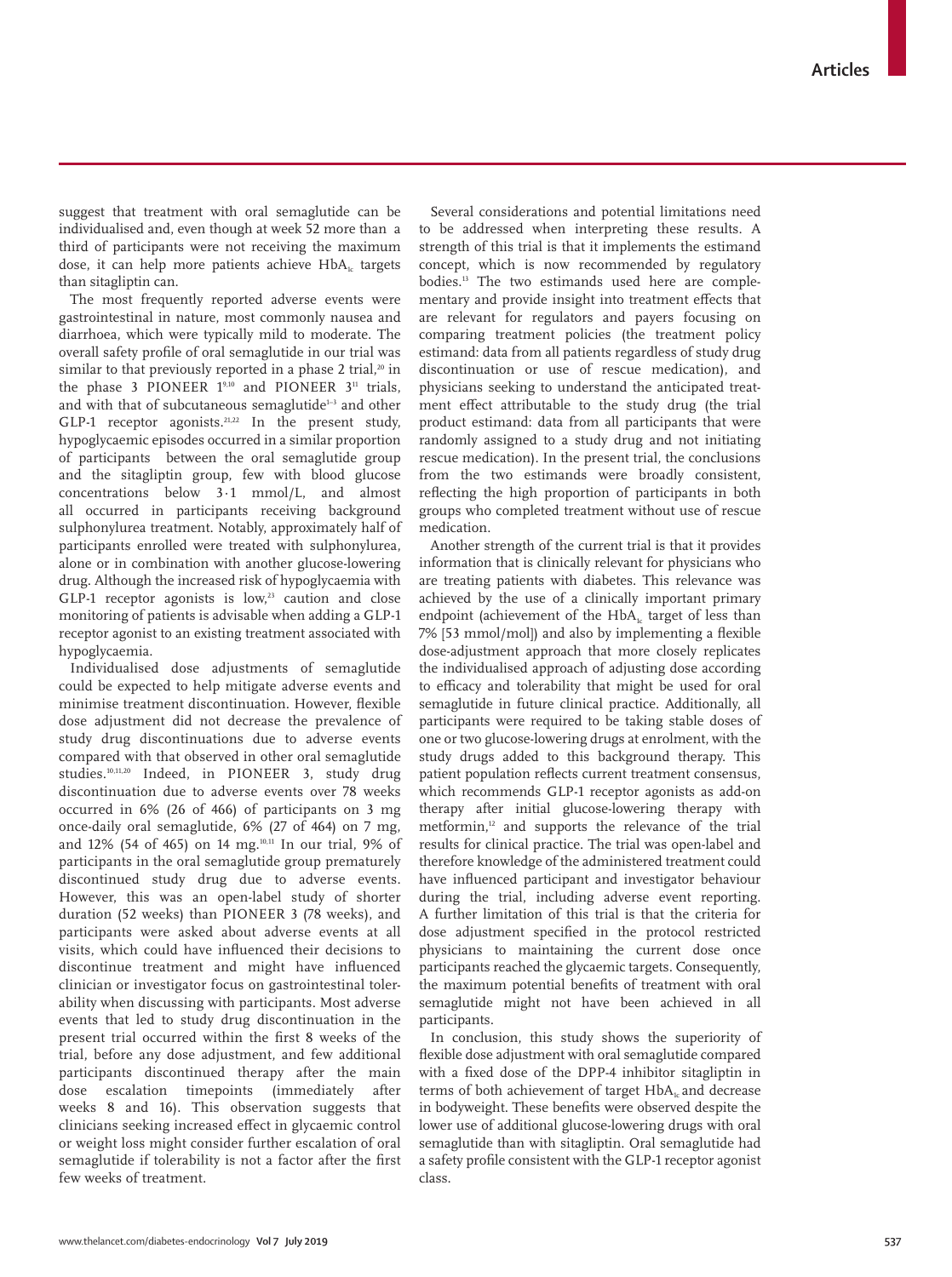suggest that treatment with oral semaglutide can be individualised and, even though at week 52 more than a third of participants were not receiving the maximum dose, it can help more patients achieve $HbA_{1c}$ targets than sitagliptin can.

The most frequently reported adverse events were gastrointestinal in nature, most commonly nausea and diarrhoea, which were typically mild to moderate. The overall safety profile of oral semaglutide in our trial was similar to that previously reported in a phase 2 trial,[20] in the phase 3 PIONEER 1[9,10] and PIONEER 3[11] trials, and with that of subcutaneous semaglutide[1–3] and other GLP-1 receptor agonists.[21,22] In the present study, hypoglycaemic episodes occurred in a similar proportion of participants between the oral semaglutide group and the sitagliptin group, few with blood glucose concentrations below 3·1 mmol/L, and almost all occurred in participants receiving background sulphonylurea treatment. Notably, approximately half of participants enrolled were treated with sulphonylurea, alone or in combination with another glucose-lowering drug. Although the increased risk of hypoglycaemia with GLP-1 receptor agonists is low,[23] caution and close monitoring of patients is advisable when adding a GLP-1 receptor agonist to an existing treatment associated with hypoglycaemia.

Individualised dose adjustments of semaglutide could be expected to help mitigate adverse events and minimise treatment discontinuation. However, flexible dose adjustment did not decrease the prevalence of study drug discontinuations due to adverse events compared with that observed in other oral semaglutide studies.[10,11,20] Indeed, in PIONEER 3, study drug discontinuation due to adverse events over 78 weeks occurred in 6% (26 of 466) of participants on 3 mg once-daily oral semaglutide, 6% (27 of 464) on 7 mg, and 12% (54 of 465) on 14 mg.[10,11] In our trial, 9% of participants in the oral semaglutide group prematurely discontinued study drug due to adverse events. However, this was an open-label study of shorter duration (52 weeks) than PIONEER 3 (78 weeks), and participants were asked about adverse events at all visits, which could have influenced their decisions to discontinue treatment and might have influenced clinician or investigator focus on gastrointestinal tolerability when discussing with participants. Most adverse events that led to study drug discontinuation in the present trial occurred within the first 8 weeks of the trial, before any dose adjustment, and few additional participants discontinued therapy after the main dose escalation timepoints (immediately after weeks 8 and 16). This observation suggests that clinicians seeking increased effect in glycaemic control or weight loss might consider further escalation of oral semaglutide if tolerability is not a factor after the first few weeks of treatment.

Several considerations and potential limitations need to be addressed when interpreting these results. A strength of this trial is that it implements the estimand concept, which is now recommended by regulatory bodies.[13] The two estimands used here are complementary and provide insight into treatment effects that are relevant for regulators and payers focusing on comparing treatment policies (the treatment policy estimand: data from all patients regardless of study drug discontinuation or use of rescue medication), and physicians seeking to understand the anticipated treatment effect attributable to the study drug (the trial product estimand: data from all participants that were randomly assigned to a study drug and not initiating rescue medication). In the present trial, the conclusions from the two estimands were broadly consistent, reflecting the high proportion of participants in both groups who completed treatment without use of rescue medication.

Another strength of the current trial is that it provides information that is clinically relevant for physicians who are treating patients with diabetes. This relevance was achieved by the use of a clinically important primary endpoint (achievement of the $HbA_{1c}$ target of less than 7% [53 mmol/mol]) and also by implementing a flexible dose-adjustment approach that more closely replicates the individualised approach of adjusting dose according to efficacy and tolerability that might be used for oral semaglutide in future clinical practice. Additionally, all participants were required to be taking stable doses of one or two glucose-lowering drugs at enrolment, with the study drugs added to this background therapy. This patient population reflects current treatment consensus, which recommends GLP-1 receptor agonists as add-on therapy after initial glucose-lowering therapy with metformin,[12] and supports the relevance of the trial results for clinical practice. The trial was open-label and therefore knowledge of the administered treatment could have influenced participant and investigator behaviour during the trial, including adverse event reporting. A further limitation of this trial is that the criteria for dose adjustment specified in the protocol restricted physicians to maintaining the current dose once participants reached the glycaemic targets. Consequently, the maximum potential benefits of treatment with oral semaglutide might not have been achieved in all participants.

In conclusion, this study shows the superiority of flexible dose adjustment with oral semaglutide compared with a fixed dose of the DPP-4 inhibitor sitagliptin in terms of both achievement of target $HbA_{1c}$ and decrease in bodyweight. These benefits were observed despite the lower use of additional glucose-lowering drugs with oral semaglutide than with sitagliptin. Oral semaglutide had a safety profile consistent with the GLP-1 receptor agonist class.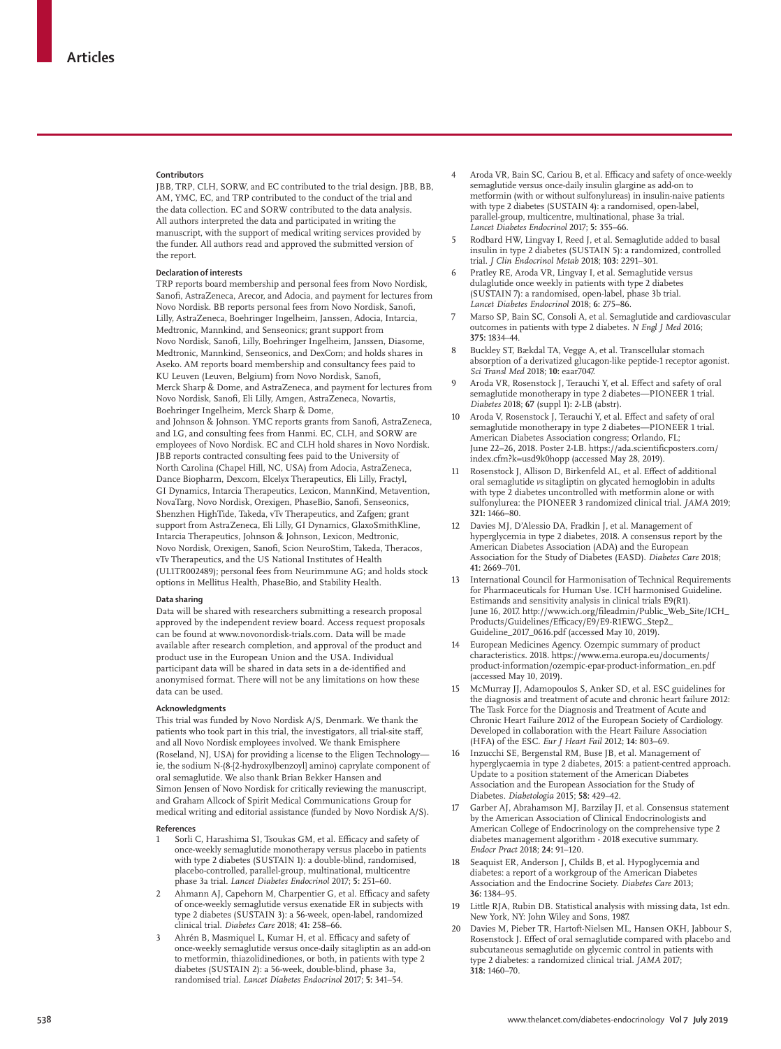### Contributors

JBB, TRP, CLH, SORW, and EC contributed to the trial design. JBB, BB, AM, YMC, EC, and TRP contributed to the conduct of the trial and the data collection. EC and SORW contributed to the data analysis. All authors interpreted the data and participated in writing the manuscript, with the support of medical writing services provided by the funder. All authors read and approved the submitted version of the report.

### Declaration of interests

TRP reports board membership and personal fees from Novo Nordisk, Sanofi, AstraZeneca, Arecor, and Adocia, and payment for lectures from Novo Nordisk. BB reports personal fees from Novo Nordisk, Sanofi, Lilly, AstraZeneca, Boehringer Ingelheim, Janssen, Adocia, Intarcia, Medtronic, Mannkind, and Senseonics; grant support from Novo Nordisk, Sanofi, Lilly, Boehringer Ingelheim, Janssen, Diasome, Medtronic, Mannkind, Senseonics, and DexCom; and holds shares in Aseko. AM reports board membership and consultancy fees paid to KU Leuven (Leuven, Belgium) from Novo Nordisk, Sanofi, Merck Sharp & Dome, and AstraZeneca, and payment for lectures from Novo Nordisk, Sanofi, Eli Lilly, Amgen, AstraZeneca, Novartis, Boehringer Ingelheim, Merck Sharp & Dome, and Johnson & Johnson. YMC reports grants from Sanofi, AstraZeneca, and LG, and consulting fees from Hanmi. EC, CLH, and SORW are employees of Novo Nordisk. EC and CLH hold shares in Novo Nordisk. JBB reports contracted consulting fees paid to the University of North Carolina (Chapel Hill, NC, USA) from Adocia, AstraZeneca, Dance Biopharm, Dexcom, Elcelyx Therapeutics, Eli Lilly, Fractyl, GI Dynamics, Intarcia Therapeutics, Lexicon, MannKind, Metavention, NovaTarg, Novo Nordisk, Orexigen, PhaseBio, Sanofi, Senseonics, Shenzhen HighTide, Takeda, vTv Therapeutics, and Zafgen; grant support from AstraZeneca, Eli Lilly, GI Dynamics, GlaxoSmithKline, Intarcia Therapeutics, Johnson & Johnson, Lexicon, Medtronic, Novo Nordisk, Orexigen, Sanofi, Scion NeuroStim, Takeda, Theracos, vTv Therapeutics, and the US National Institutes of Health (UL1TR002489); personal fees from Neurimmune AG; and holds stock options in Mellitus Health, PhaseBio, and Stability Health.

### Data sharing

Data will be shared with researchers submitting a research proposal approved by the independent review board. Access request proposals can be found at www.novonordisk-trials.com. Data will be made available after research completion, and approval of the product and product use in the European Union and the USA. Individual participant data will be shared in data sets in a de-identified and anonymised format. There will not be any limitations on how these data can be used.

### Acknowledgments

This trial was funded by Novo Nordisk A/S, Denmark. We thank the patients who took part in this trial, the investigators, all trial-site staff, and all Novo Nordisk employees involved. We thank Emisphere (Roseland, NJ, USA) for providing a license to the Eligen Technology—ie, the sodium N-(8-[2-hydroxylbenzoyl] amino) caprylate component of oral semaglutide. We also thank Brian Bekker Hansen and Simon Jensen of Novo Nordisk for critically reviewing the manuscript, and Graham Allcock of Spirit Medical Communications Group for medical writing and editorial assistance (funded by Novo Nordisk A/S).

### References

1. Sorli C, Harashima SI, Tsoukas GM, et al. Efficacy and safety of once-weekly semaglutide monotherapy versus placebo in patients with type 2 diabetes (SUSTAIN 1): a double-blind, randomised, placebo-controlled, parallel-group, multinational, multicentre phase 3a trial. *Lancet Diabetes Endocrinol* 2017; **5:** 251–60.
2. Ahmann AJ, Capehorn M, Charpentier G, et al. Efficacy and safety of once-weekly semaglutide versus exenatide ER in subjects with type 2 diabetes (SUSTAIN 3): a 56-week, open-label, randomized clinical trial. *Diabetes Care* 2018; **41:** 258–66.
3. Ahrén B, Masmiquel L, Kumar H, et al. Efficacy and safety of once-weekly semaglutide versus once-daily sitagliptin as an add-on to metformin, thiazolidinediones, or both, in patients with type 2 diabetes (SUSTAIN 2): a 56-week, double-blind, phase 3a, randomised trial. *Lancet Diabetes Endocrinol* 2017; **5:** 341–54.
4. Aroda VR, Bain SC, Cariou B, et al. Efficacy and safety of once-weekly semaglutide versus once-daily insulin glargine as add-on to metformin (with or without sulfonylureas) in insulin-naive patients with type 2 diabetes (SUSTAIN 4): a randomised, open-label, parallel-group, multicentre, multinational, phase 3a trial. *Lancet Diabetes Endocrinol* 2017; **5:** 355–66.
5. Rodbard HW, Lingvay I, Reed J, et al. Semaglutide added to basal insulin in type 2 diabetes (SUSTAIN 5): a randomized, controlled trial. *J Clin Endocrinol Metab* 2018; **103:** 2291–301.
6. Pratley RE, Aroda VR, Lingvay I, et al. Semaglutide versus dulaglutide once weekly in patients with type 2 diabetes (SUSTAIN 7): a randomised, open-label, phase 3b trial. *Lancet Diabetes Endocrinol* 2018; **6:** 275–86.
7. Marso SP, Bain SC, Consoli A, et al. Semaglutide and cardiovascular outcomes in patients with type 2 diabetes. *N Engl J Med* 2016; **375:** 1834–44.
8. Buckley ST, Bækdal TA, Vegge A, et al. Transcellular stomach absorption of a derivatized glucagon-like peptide-1 receptor agonist. *Sci Transl Med* 2018; **10:** eaar7047.
9. Aroda VR, Rosenstock J, Terauchi Y, et al. Effect and safety of oral semaglutide monotherapy in type 2 diabetes—PIONEER 1 trial. *Diabetes* 2018; **67** (suppl 1)**:** 2-LB (abstr).
10. Aroda V, Rosenstock J, Terauchi Y, et al. Effect and safety of oral semaglutide monotherapy in type 2 diabetes—PIONEER 1 trial. American Diabetes Association congress; Orlando, FL; June 22–26, 2018. Poster 2-LB. https://ada.scientificposters.com/index.cfm?k=usd9k0hopp (accessed May 28, 2019).
11. Rosenstock J, Allison D, Birkenfeld AL, et al. Effect of additional oral semaglutide *vs* sitagliptin on glycated hemoglobin in adults with type 2 diabetes uncontrolled with metformin alone or with sulfonylurea: the PIONEER 3 randomized clinical trial. *JAMA* 2019; **321:** 1466–80.
12. Davies MJ, D'Alessio DA, Fradkin J, et al. Management of hyperglycemia in type 2 diabetes, 2018. A consensus report by the American Diabetes Association (ADA) and the European Association for the Study of Diabetes (EASD). *Diabetes Care* 2018; **41:** 2669–701.
13. International Council for Harmonisation of Technical Requirements for Pharmaceuticals for Human Use. ICH harmonised Guideline. Estimands and sensitivity analysis in clinical trials E9(R1). June 16, 2017. http://www.ich.org/fileadmin/Public_Web_Site/ICH_Products/Guidelines/Efficacy/E9/E9-R1EWG_Step2_Guideline_2017_0616.pdf (accessed May 10, 2019).
14. European Medicines Agency. Ozempic summary of product characteristics. 2018. https://www.ema.europa.eu/documents/product-information/ozempic-epar-product-information_en.pdf (accessed May 10, 2019).
15. McMurray JJ, Adamopoulos S, Anker SD, et al. ESC guidelines for the diagnosis and treatment of acute and chronic heart failure 2012: The Task Force for the Diagnosis and Treatment of Acute and Chronic Heart Failure 2012 of the European Society of Cardiology. Developed in collaboration with the Heart Failure Association (HFA) of the ESC. *Eur J Heart Fail* 2012; **14:** 803–69.
16. Inzucchi SE, Bergenstal RM, Buse JB, et al. Management of hyperglycaemia in type 2 diabetes, 2015: a patient-centred approach. Update to a position statement of the American Diabetes Association and the European Association for the Study of Diabetes. *Diabetologia* 2015; **58:** 429–42.
17. Garber AJ, Abrahamson MJ, Barzilay JI, et al. Consensus statement by the American Association of Clinical Endocrinologists and American College of Endocrinology on the comprehensive type 2 diabetes management algorithm - 2018 executive summary. *Endocr Pract* 2018; **24:** 91–120.
18. Seaquist ER, Anderson J, Childs B, et al. Hypoglycemia and diabetes: a report of a workgroup of the American Diabetes Association and the Endocrine Society. *Diabetes Care* 2013; **36:** 1384–95.
19. Little RJA, Rubin DB. Statistical analysis with missing data, 1st edn. New York, NY: John Wiley and Sons, 1987.
20. Davies M, Pieber TR, Hartoft-Nielsen ML, Hansen OKH, Jabbour S, Rosenstock J. Effect of oral semaglutide compared with placebo and subcutaneous semaglutide on glycemic control in patients with type 2 diabetes: a randomized clinical trial. *JAMA* 2017; **318:** 1460–70.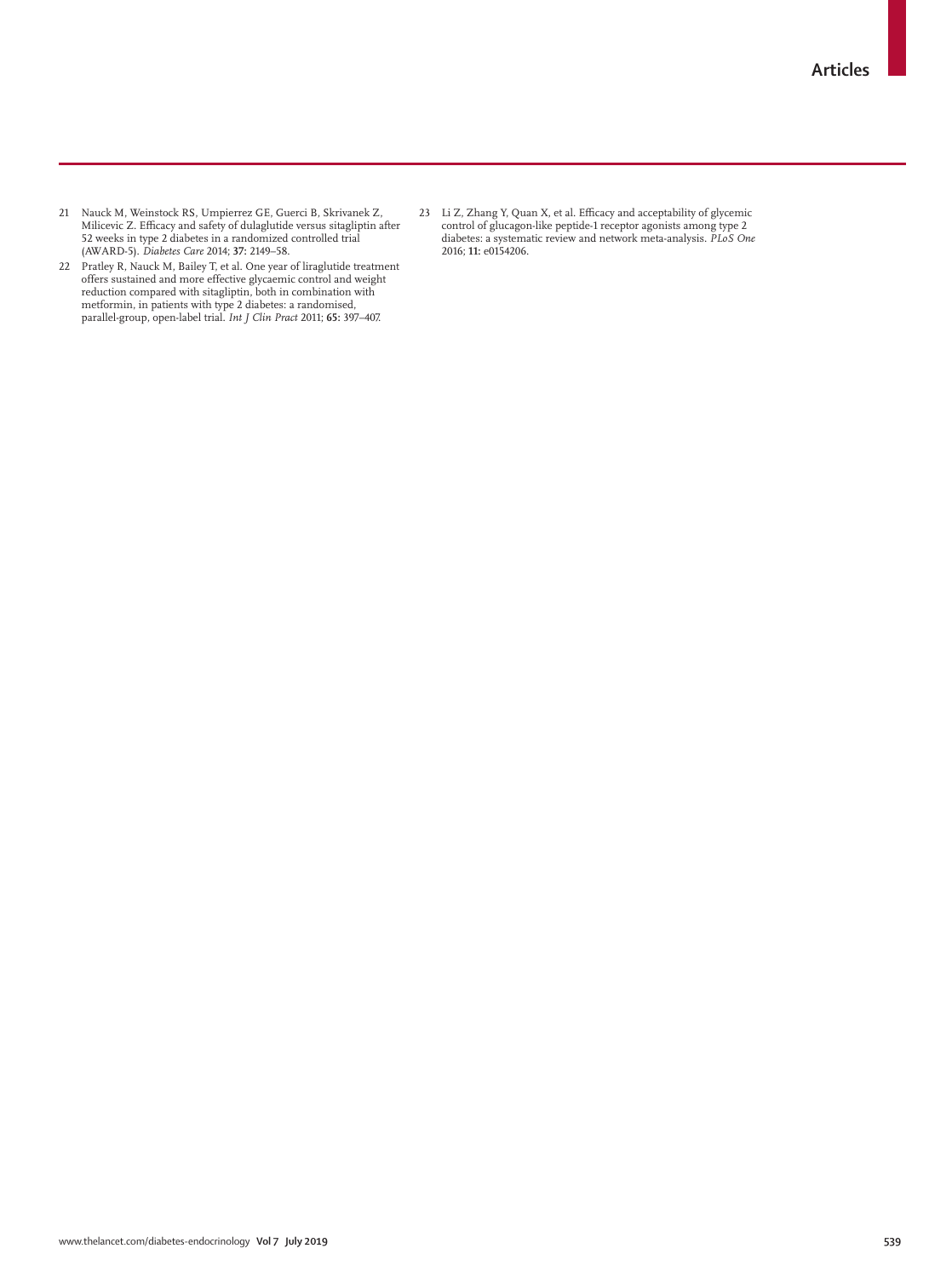21 Nauck M, Weinstock RS, Umpierrez GE, Guerci B, Skrivanek Z, Milicevic Z. Efficacy and safety of dulaglutide versus sitagliptin after 52 weeks in type 2 diabetes in a randomized controlled trial (AWARD-5). *Diabetes Care* 2014; **37:** 2149–58.

22 Pratley R, Nauck M, Bailey T, et al. One year of liraglutide treatment offers sustained and more effective glycaemic control and weight reduction compared with sitagliptin, both in combination with metformin, in patients with type 2 diabetes: a randomised, parallel-group, open-label trial. *Int J Clin Pract* 2011; **65:** 397–407.

23 Li Z, Zhang Y, Quan X, et al. Efficacy and acceptability of glycemic control of glucagon-like peptide-1 receptor agonists among type 2 diabetes: a systematic review and network meta-analysis. *PLoS One* 2016; **11:** e0154206.